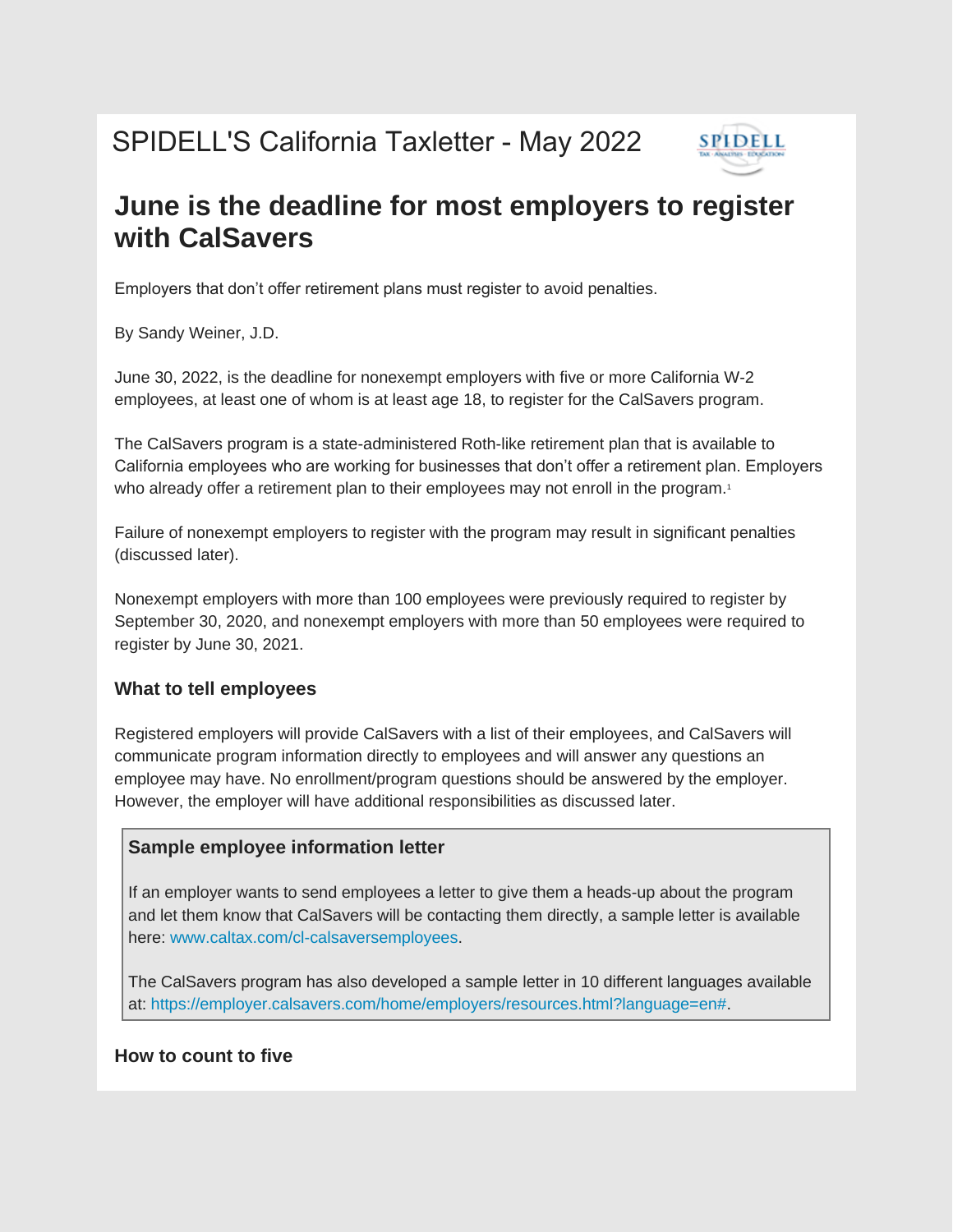SPIDELL'S California Taxletter - May 2022

# June is the deadline for most employers to register with CalSavers

Employers that don't offer retirement plans must register to avoid penalties.

By Sandy Weiner, J.D.

June 30, 2022, is the deadline for nonexempt employers with five or more California W-2 employees, at least one of whom is at least age 18, to register for the CalSavers program.

The CalSavers program is a state-administered Roth-like retirement plan that is available to California employees who are working for businesses that don't offer a retirement plan. Employers who already offer a retirement plan to their employees may not enroll in the program.[1]

Failure of nonexempt employers to register with the program may result in significant penalties (discussed later).

Nonexempt employers with more than 100 employees were previously required to register by September 30, 2020, and nonexempt employers with more than 50 employees were required to register by June 30, 2021.

### What to tell employees

Registered employers will provide CalSavers with a list of their employees, and CalSavers will communicate program information directly to employees and will answer any questions an employee may have. No enrollment/program questions should be answered by the employer. However, the employer will have additional responsibilities as discussed later.

> **Sample employee information letter**
>
> If an employer wants to send employees a letter to give them a heads-up about the program and let them know that CalSavers will be contacting them directly, a sample letter is available here: www.caltax.com/cl-calsaversemployees.
>
> The CalSavers program has also developed a sample letter in 10 different languages available at: https://employer.calsavers.com/home/employers/resources.html?language=en#.

### How to count to five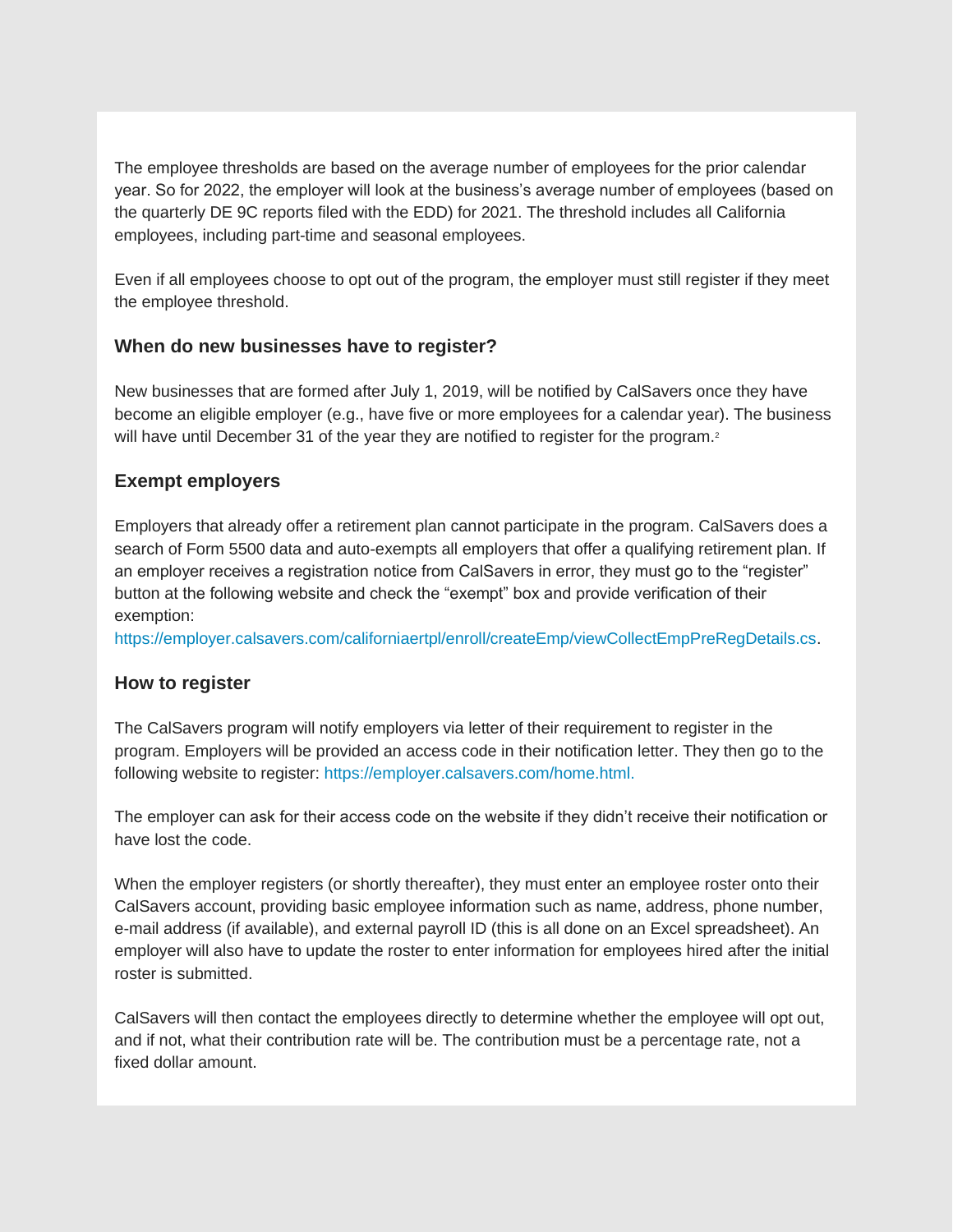The employee thresholds are based on the average number of employees for the prior calendar year. So for 2022, the employer will look at the business's average number of employees (based on the quarterly DE 9C reports filed with the EDD) for 2021. The threshold includes all California employees, including part-time and seasonal employees.

Even if all employees choose to opt out of the program, the employer must still register if they meet the employee threshold.

### When do new businesses have to register?

New businesses that are formed after July 1, 2019, will be notified by CalSavers once they have become an eligible employer (e.g., have five or more employees for a calendar year). The business will have until December 31 of the year they are notified to register for the program.[2]

### Exempt employers

Employers that already offer a retirement plan cannot participate in the program. CalSavers does a search of Form 5500 data and auto-exempts all employers that offer a qualifying retirement plan. If an employer receives a registration notice from CalSavers in error, they must go to the "register" button at the following website and check the "exempt" box and provide verification of their exemption:
https://employer.calsavers.com/californiaertpl/enroll/createEmp/viewCollectEmpPreRegDetails.cs.

### How to register

The CalSavers program will notify employers via letter of their requirement to register in the program. Employers will be provided an access code in their notification letter. They then go to the following website to register: https://employer.calsavers.com/home.html.

The employer can ask for their access code on the website if they didn't receive their notification or have lost the code.

When the employer registers (or shortly thereafter), they must enter an employee roster onto their CalSavers account, providing basic employee information such as name, address, phone number, e-mail address (if available), and external payroll ID (this is all done on an Excel spreadsheet). An employer will also have to update the roster to enter information for employees hired after the initial roster is submitted.

CalSavers will then contact the employees directly to determine whether the employee will opt out, and if not, what their contribution rate will be. The contribution must be a percentage rate, not a fixed dollar amount.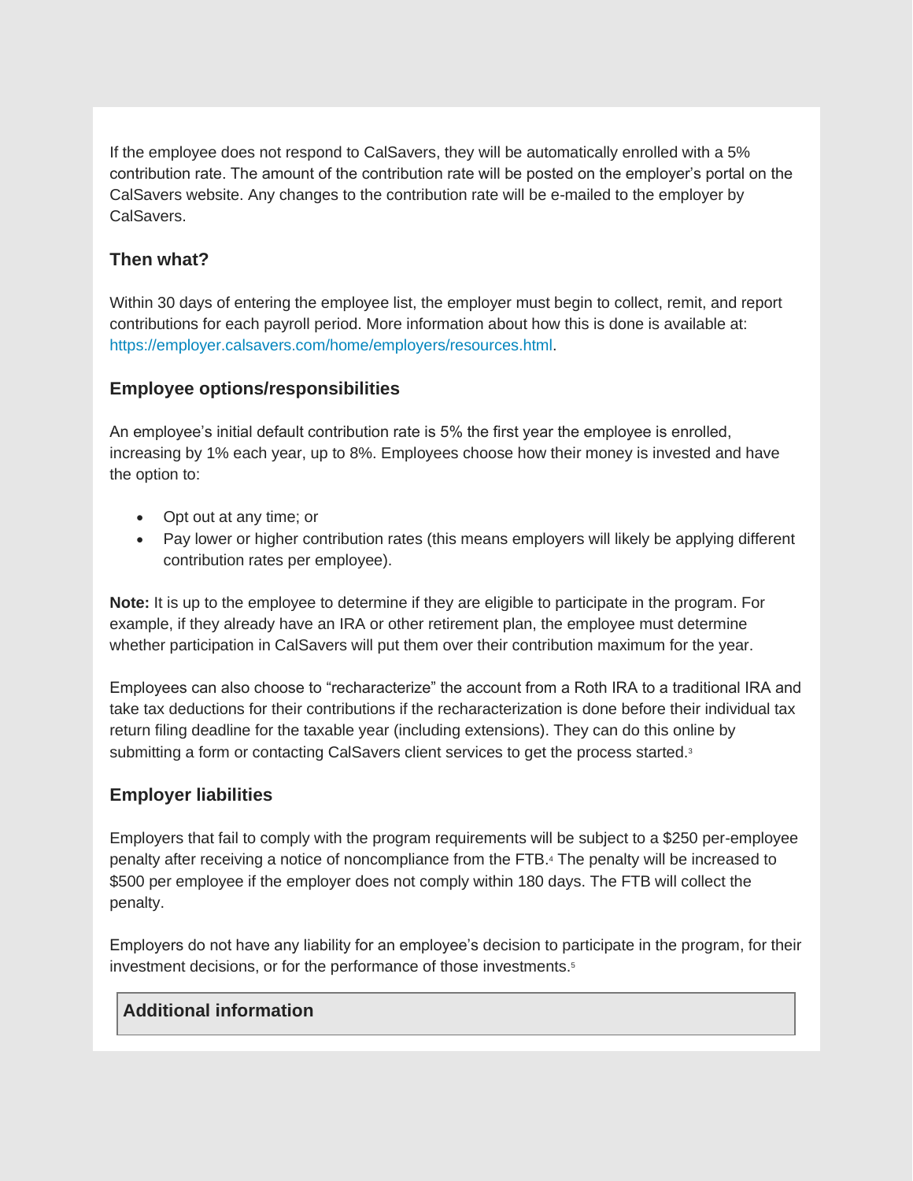If the employee does not respond to CalSavers, they will be automatically enrolled with a 5% contribution rate. The amount of the contribution rate will be posted on the employer's portal on the CalSavers website. Any changes to the contribution rate will be e-mailed to the employer by CalSavers.

### Then what?

Within 30 days of entering the employee list, the employer must begin to collect, remit, and report contributions for each payroll period. More information about how this is done is available at: https://employer.calsavers.com/home/employers/resources.html.

### Employee options/responsibilities

An employee's initial default contribution rate is 5% the first year the employee is enrolled, increasing by 1% each year, up to 8%. Employees choose how their money is invested and have the option to:

- Opt out at any time; or
- Pay lower or higher contribution rates (this means employers will likely be applying different contribution rates per employee).

**Note:** It is up to the employee to determine if they are eligible to participate in the program. For example, if they already have an IRA or other retirement plan, the employee must determine whether participation in CalSavers will put them over their contribution maximum for the year.

Employees can also choose to "recharacterize" the account from a Roth IRA to a traditional IRA and take tax deductions for their contributions if the recharacterization is done before their individual tax return filing deadline for the taxable year (including extensions). They can do this online by submitting a form or contacting CalSavers client services to get the process started.[3]

### Employer liabilities

Employers that fail to comply with the program requirements will be subject to a $250 per-employee penalty after receiving a notice of noncompliance from the FTB.[4] The penalty will be increased to $500 per employee if the employer does not comply within 180 days. The FTB will collect the penalty.

Employers do not have any liability for an employee's decision to participate in the program, for their investment decisions, or for the performance of those investments.[5]

### Additional information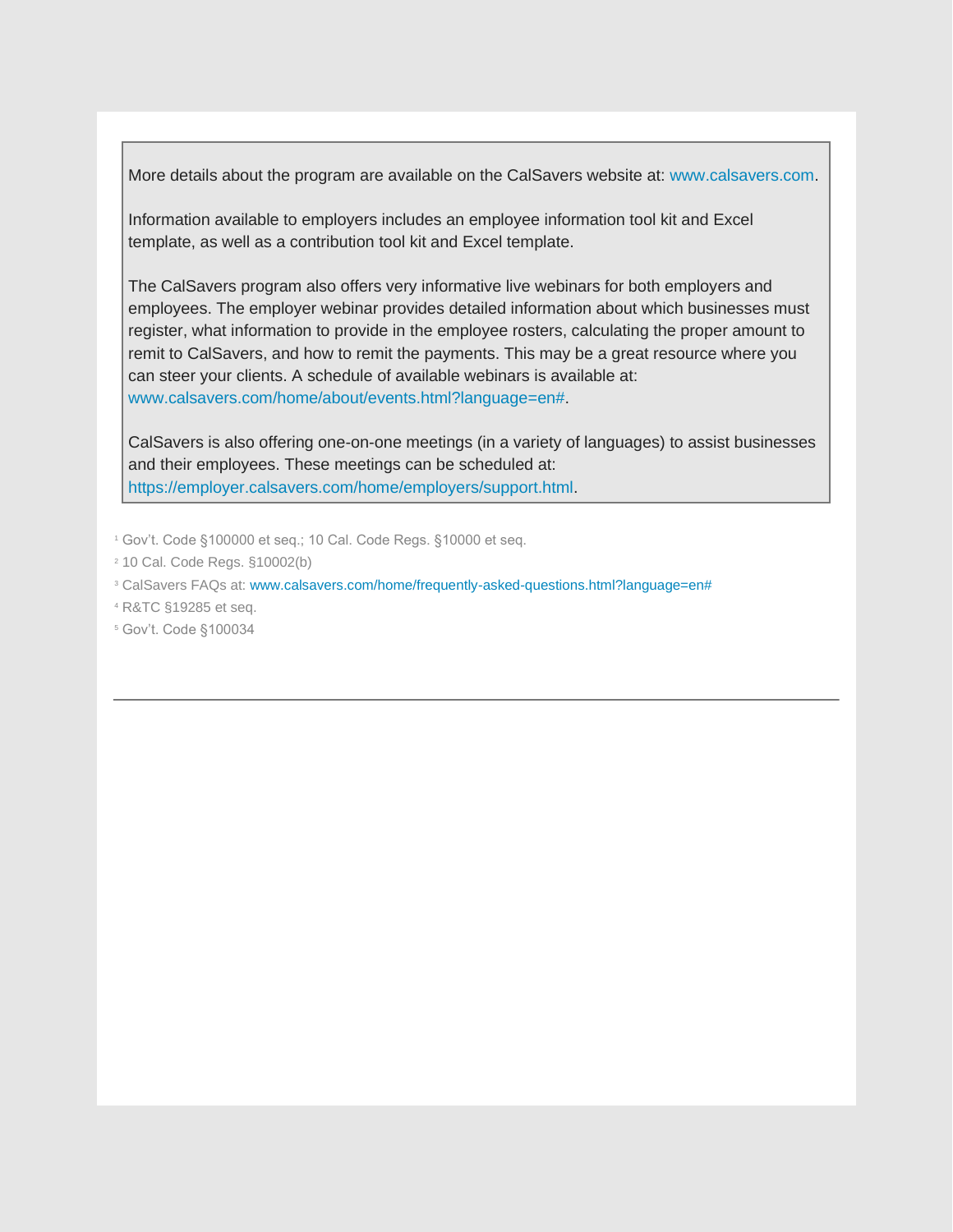More details about the program are available on the CalSavers website at: www.calsavers.com.

Information available to employers includes an employee information tool kit and Excel template, as well as a contribution tool kit and Excel template.

The CalSavers program also offers very informative live webinars for both employers and employees. The employer webinar provides detailed information about which businesses must register, what information to provide in the employee rosters, calculating the proper amount to remit to CalSavers, and how to remit the payments. This may be a great resource where you can steer your clients. A schedule of available webinars is available at: www.calsavers.com/home/about/events.html?language=en#.

CalSavers is also offering one-on-one meetings (in a variety of languages) to assist businesses and their employees. These meetings can be scheduled at: https://employer.calsavers.com/home/employers/support.html.

[1] Gov't. Code §100000 et seq.; 10 Cal. Code Regs. §10000 et seq.

[2] 10 Cal. Code Regs. §10002(b)

[3] CalSavers FAQs at: www.calsavers.com/home/frequently-asked-questions.html?language=en#

[4] R&TC §19285 et seq.

[5] Gov't. Code §100034